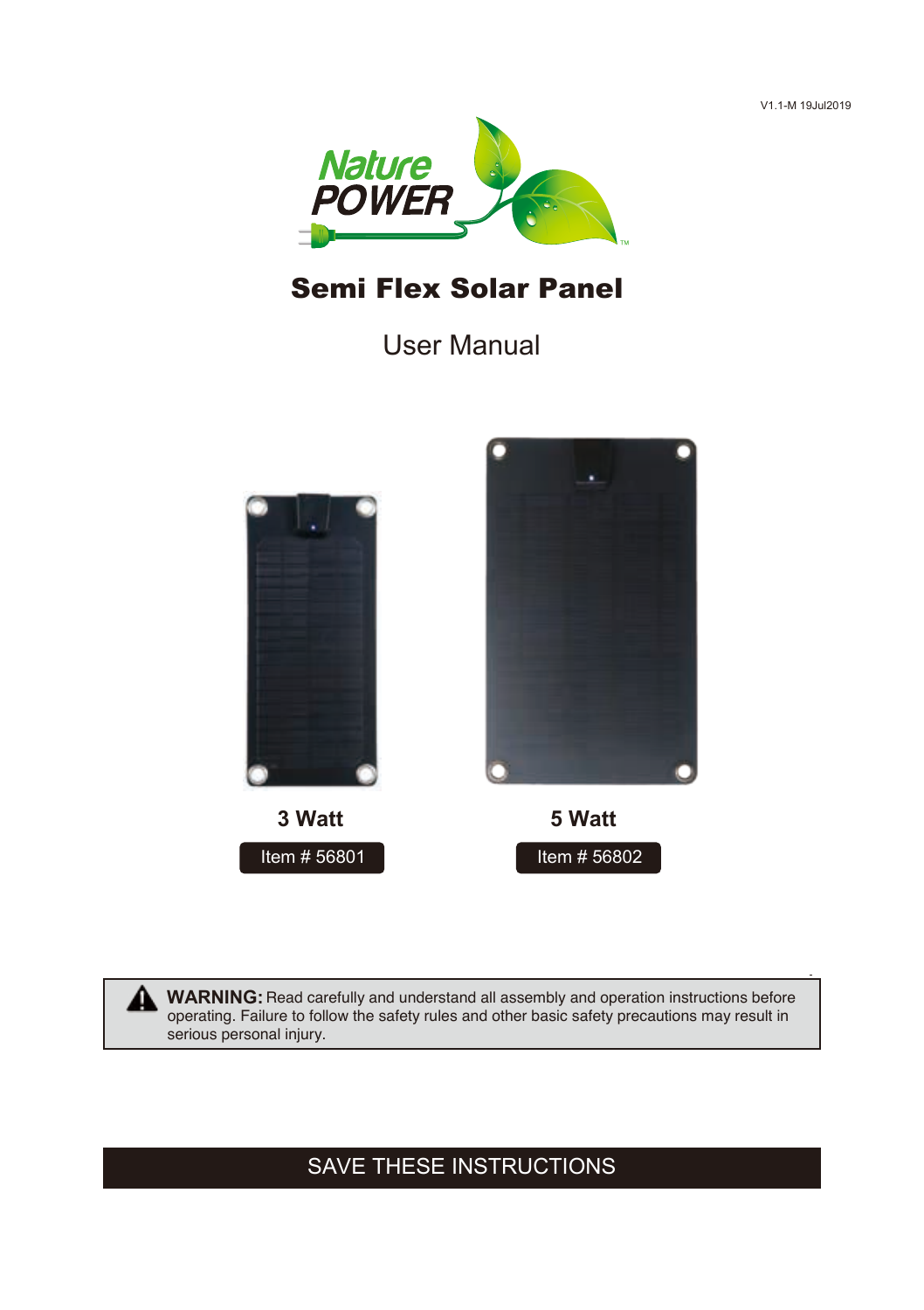V1.1-M 19Jul2019

Nature POWER

# Semi Flex Solar Panel

## User Manual

**3 Watt**

Item # 56801

**5 Watt**

Item # 56802

**WARNING:** Read carefully and understand all assembly and operation instructions before operating. Failure to follow the safety rules and other basic safety precautions may result in serious personal injury.

SAVE THESE INSTRUCTIONS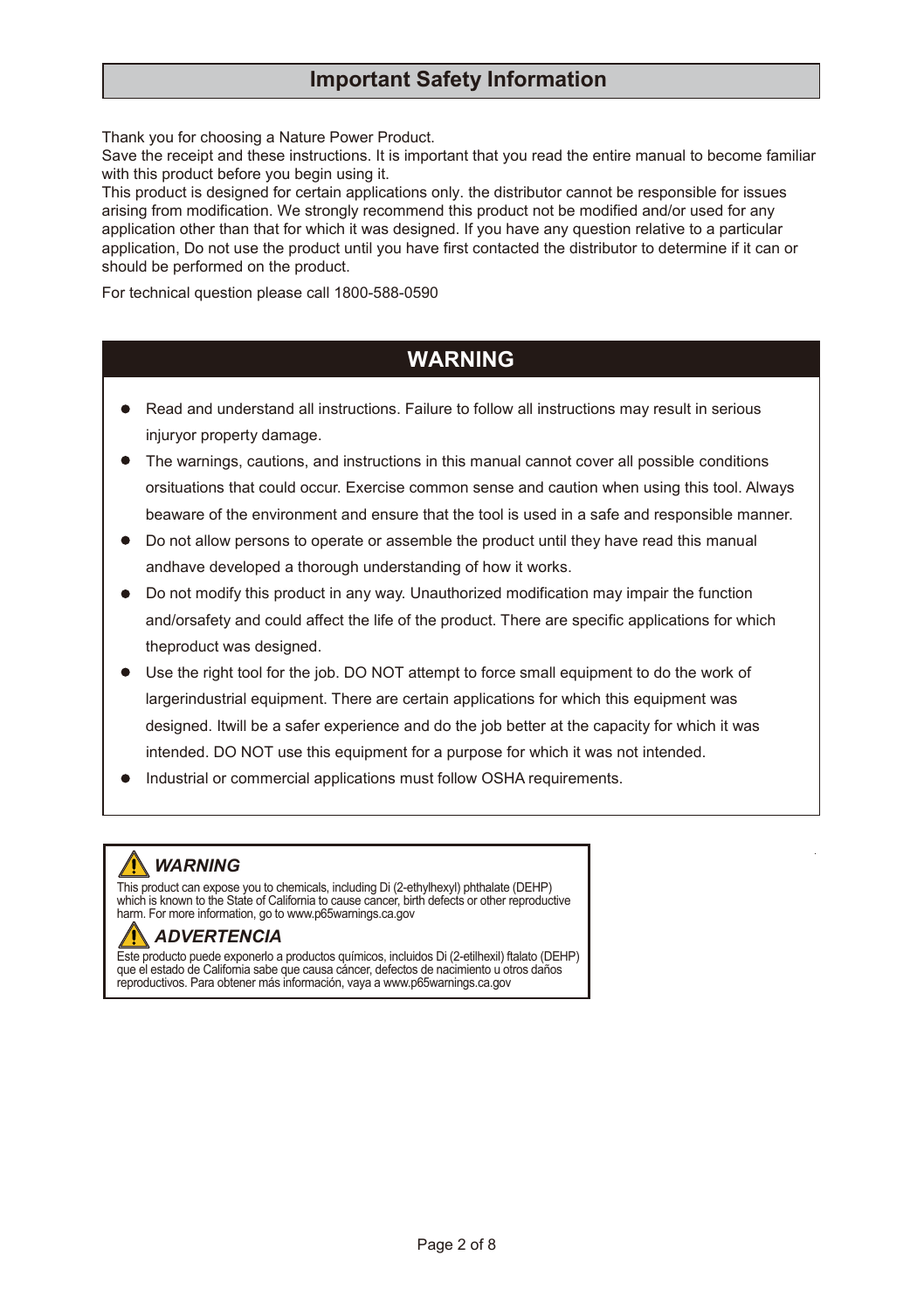# Important Safety Information

Thank you for choosing a Nature Power Product.
Save the receipt and these instructions. It is important that you read the entire manual to become familiar with this product before you begin using it.
This product is designed for certain applications only. the distributor cannot be responsible for issues arising from modification. We strongly recommend this product not be modified and/or used for any application other than that for which it was designed. If you have any question relative to a particular application, Do not use the product until you have first contacted the distributor to determine if it can or should be performed on the product.

For technical question please call 1800-588-0590

## WARNING

- Read and understand all instructions. Failure to follow all instructions may result in serious injuryor property damage.
- The warnings, cautions, and instructions in this manual cannot cover all possible conditions orsituations that could occur. Exercise common sense and caution when using this tool. Always beaware of the environment and ensure that the tool is used in a safe and responsible manner.
- Do not allow persons to operate or assemble the product until they have read this manual andhave developed a thorough understanding of how it works.
- Do not modify this product in any way. Unauthorized modification may impair the function and/orsafety and could affect the life of the product. There are specific applications for which theproduct was designed.
- Use the right tool for the job. DO NOT attempt to force small equipment to do the work of largerindustrial equipment. There are certain applications for which this equipment was designed. Itwill be a safer experience and do the job better at the capacity for which it was intended. DO NOT use this equipment for a purpose for which it was not intended.
- Industrial or commercial applications must follow OSHA requirements.

### *WARNING*

This product can expose you to chemicals, including Di (2-ethylhexyl) phthalate (DEHP) which is known to the State of California to cause cancer, birth defects or other reproductive harm. For more information, go to www.p65warnings.ca.gov

### *ADVERTENCIA*

Este producto puede exponerlo a productos químicos, incluidos Di (2-etilhexil) ftalato (DEHP) que el estado de California sabe que causa cáncer, defectos de nacimiento u otros daños reproductivos. Para obtener más información, vaya a www.p65warnings.ca.gov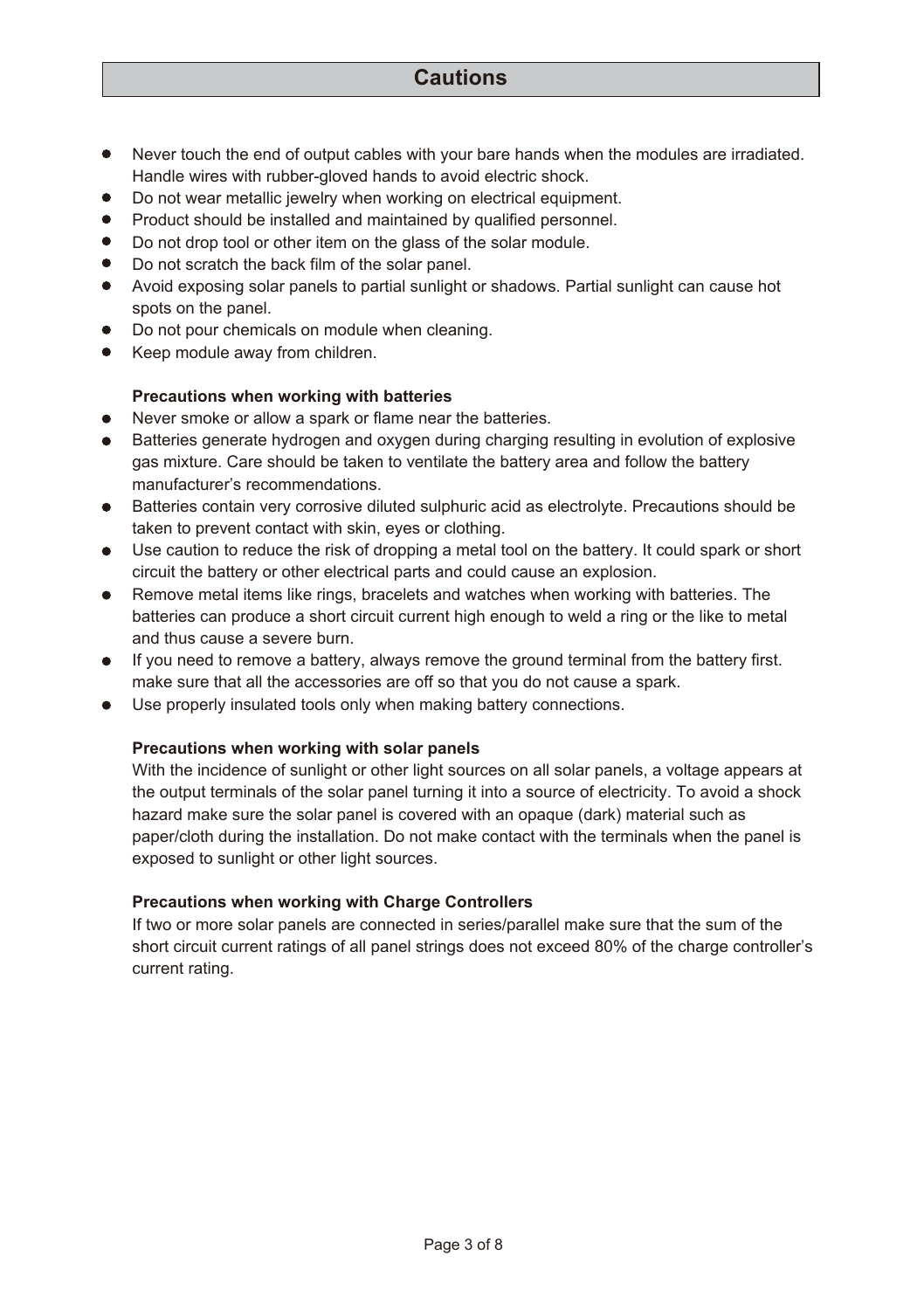## Cautions

- Never touch the end of output cables with your bare hands when the modules are irradiated. Handle wires with rubber-gloved hands to avoid electric shock.
- Do not wear metallic jewelry when working on electrical equipment.
- Product should be installed and maintained by qualified personnel.
- Do not drop tool or other item on the glass of the solar module.
- Do not scratch the back film of the solar panel.
- Avoid exposing solar panels to partial sunlight or shadows. Partial sunlight can cause hot spots on the panel.
- Do not pour chemicals on module when cleaning.
- Keep module away from children.

**Precautions when working with batteries**

- Never smoke or allow a spark or flame near the batteries.
- Batteries generate hydrogen and oxygen during charging resulting in evolution of explosive gas mixture. Care should be taken to ventilate the battery area and follow the battery manufacturer's recommendations.
- Batteries contain very corrosive diluted sulphuric acid as electrolyte. Precautions should be taken to prevent contact with skin, eyes or clothing.
- Use caution to reduce the risk of dropping a metal tool on the battery. It could spark or short circuit the battery or other electrical parts and could cause an explosion.
- Remove metal items like rings, bracelets and watches when working with batteries. The batteries can produce a short circuit current high enough to weld a ring or the like to metal and thus cause a severe burn.
- If you need to remove a battery, always remove the ground terminal from the battery first. make sure that all the accessories are off so that you do not cause a spark.
- Use properly insulated tools only when making battery connections.

**Precautions when working with solar panels**

With the incidence of sunlight or other light sources on all solar panels, a voltage appears at the output terminals of the solar panel turning it into a source of electricity. To avoid a shock hazard make sure the solar panel is covered with an opaque (dark) material such as paper/cloth during the installation. Do not make contact with the terminals when the panel is exposed to sunlight or other light sources.

**Precautions when working with Charge Controllers**

If two or more solar panels are connected in series/parallel make sure that the sum of the short circuit current ratings of all panel strings does not exceed 80% of the charge controller's current rating.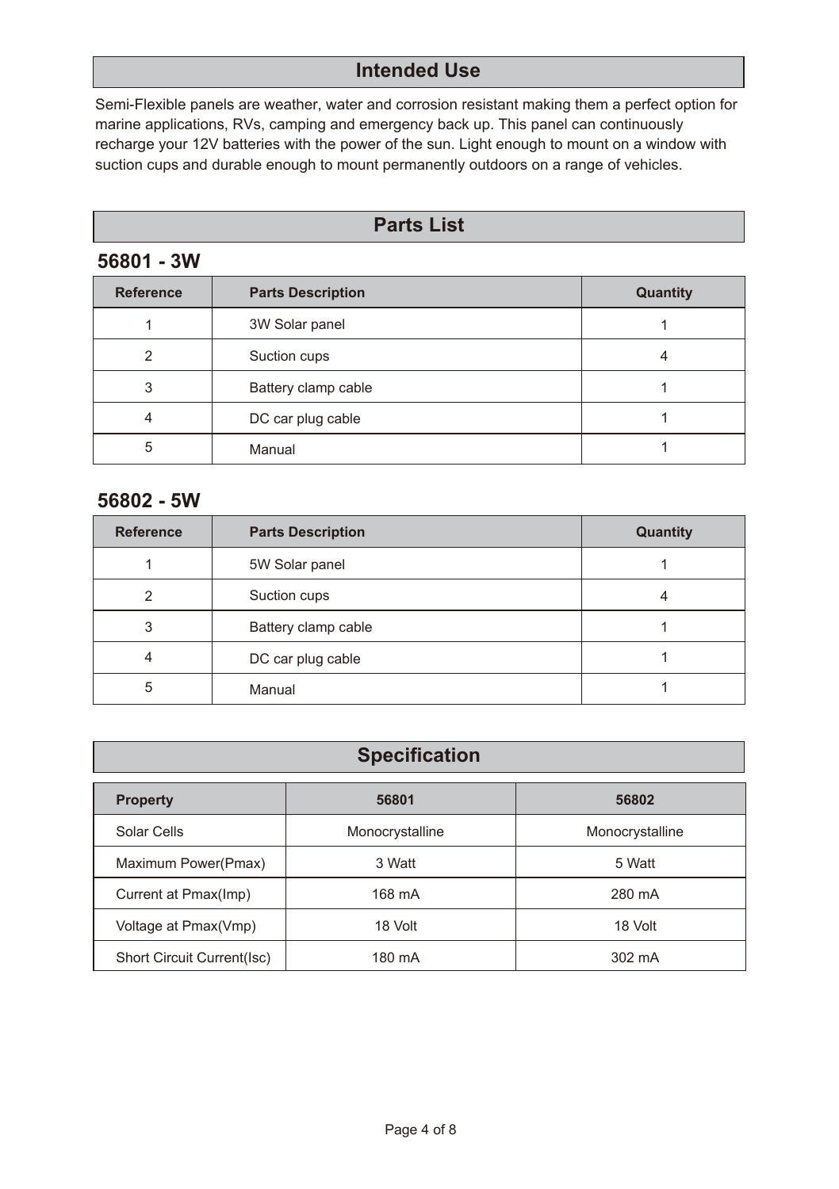## Intended Use

Semi-Flexible panels are weather, water and corrosion resistant making them a perfect option for marine applications, RVs, camping and emergency back up. This panel can continuously recharge your 12V batteries with the power of the sun. Light enough to mount on a window with suction cups and durable enough to mount permanently outdoors on a range of vehicles.

## Parts List

### 56801 - 3W

| Reference | Parts Description | Quantity |
|---|---|---|
| 1 | 3W Solar panel | 1 |
| 2 | Suction cups | 4 |
| 3 | Battery clamp cable | 1 |
| 4 | DC car plug cable | 1 |
| 5 | Manual | 1 |

### 56802 - 5W

| Reference | Parts Description | Quantity |
|---|---|---|
| 1 | 5W Solar panel | 1 |
| 2 | Suction cups | 4 |
| 3 | Battery clamp cable | 1 |
| 4 | DC car plug cable | 1 |
| 5 | Manual | 1 |

## Specification

| Property | 56801 | 56802 |
|---|---|---|
| Solar Cells | Monocrystalline | Monocrystalline |
| Maximum Power(Pmax) | 3 Watt | 5 Watt |
| Current at Pmax(Imp) | 168 mA | 280 mA |
| Voltage at Pmax(Vmp) | 18 Volt | 18 Volt |
| Short Circuit Current(Isc) | 180 mA | 302 mA |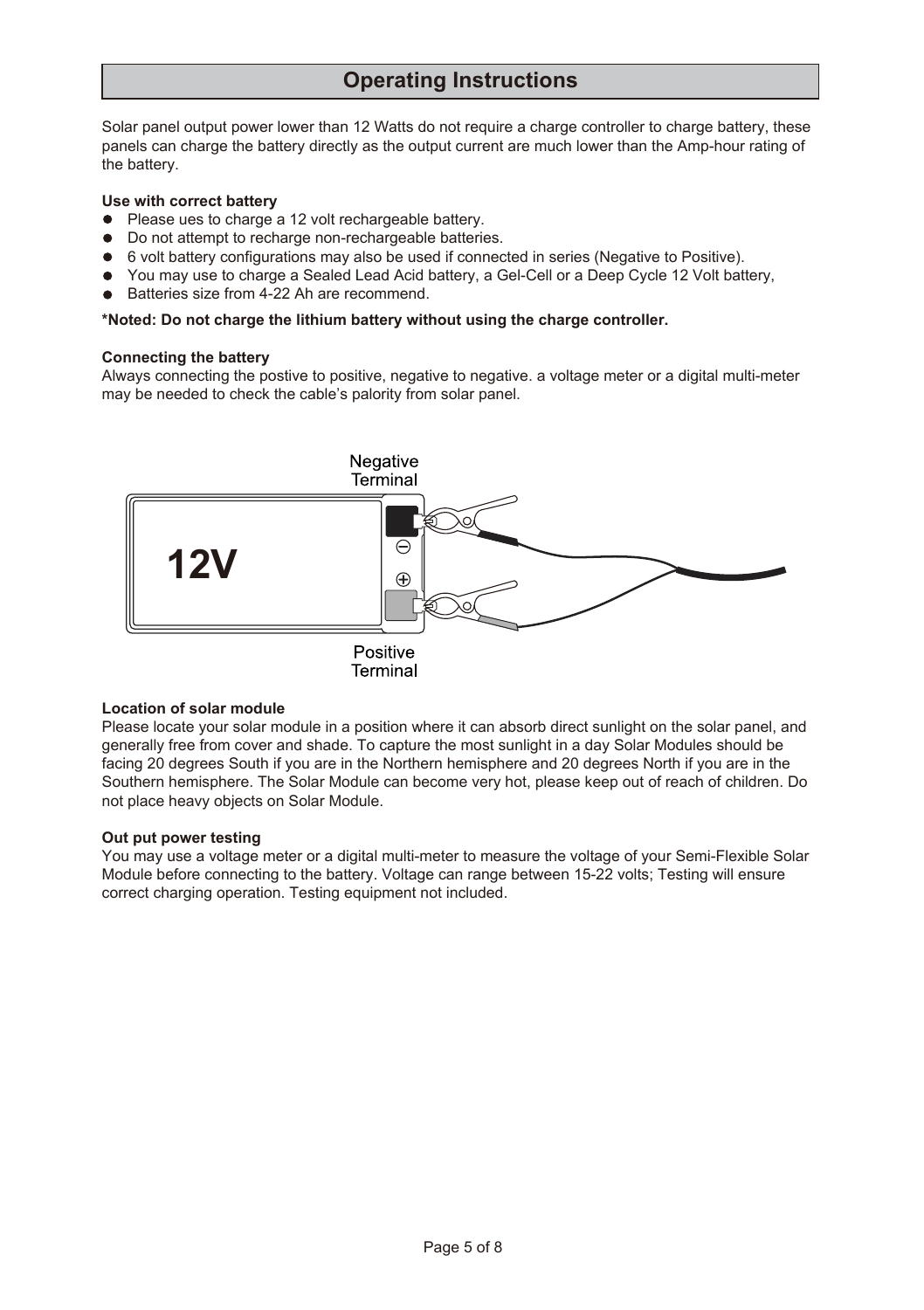# Operating Instructions

Solar panel output power lower than 12 Watts do not require a charge controller to charge battery, these panels can charge the battery directly as the output current are much lower than the Amp-hour rating of the battery.

**Use with correct battery**

- Please ues to charge a 12 volt rechargeable battery.
- Do not attempt to recharge non-rechargeable batteries.
- 6 volt battery configurations may also be used if connected in series (Negative to Positive).
- You may use to charge a Sealed Lead Acid battery, a Gel-Cell or a Deep Cycle 12 Volt battery,
- Batteries size from 4-22 Ah are recommend.

**\*Noted: Do not charge the lithium battery without using the charge controller.**

**Connecting the battery**

Always connecting the postive to positive, negative to negative. a voltage meter or a digital multi-meter may be needed to check the cable's palority from solar panel.

Negative Terminal

12V

Positive Terminal

**Location of solar module**

Please locate your solar module in a position where it can absorb direct sunlight on the solar panel, and generally free from cover and shade. To capture the most sunlight in a day Solar Modules should be facing 20 degrees South if you are in the Northern hemisphere and 20 degrees North if you are in the Southern hemisphere. The Solar Module can become very hot, please keep out of reach of children. Do not place heavy objects on Solar Module.

**Out put power testing**

You may use a voltage meter or a digital multi-meter to measure the voltage of your Semi-Flexible Solar Module before connecting to the battery. Voltage can range between 15-22 volts; Testing will ensure correct charging operation. Testing equipment not included.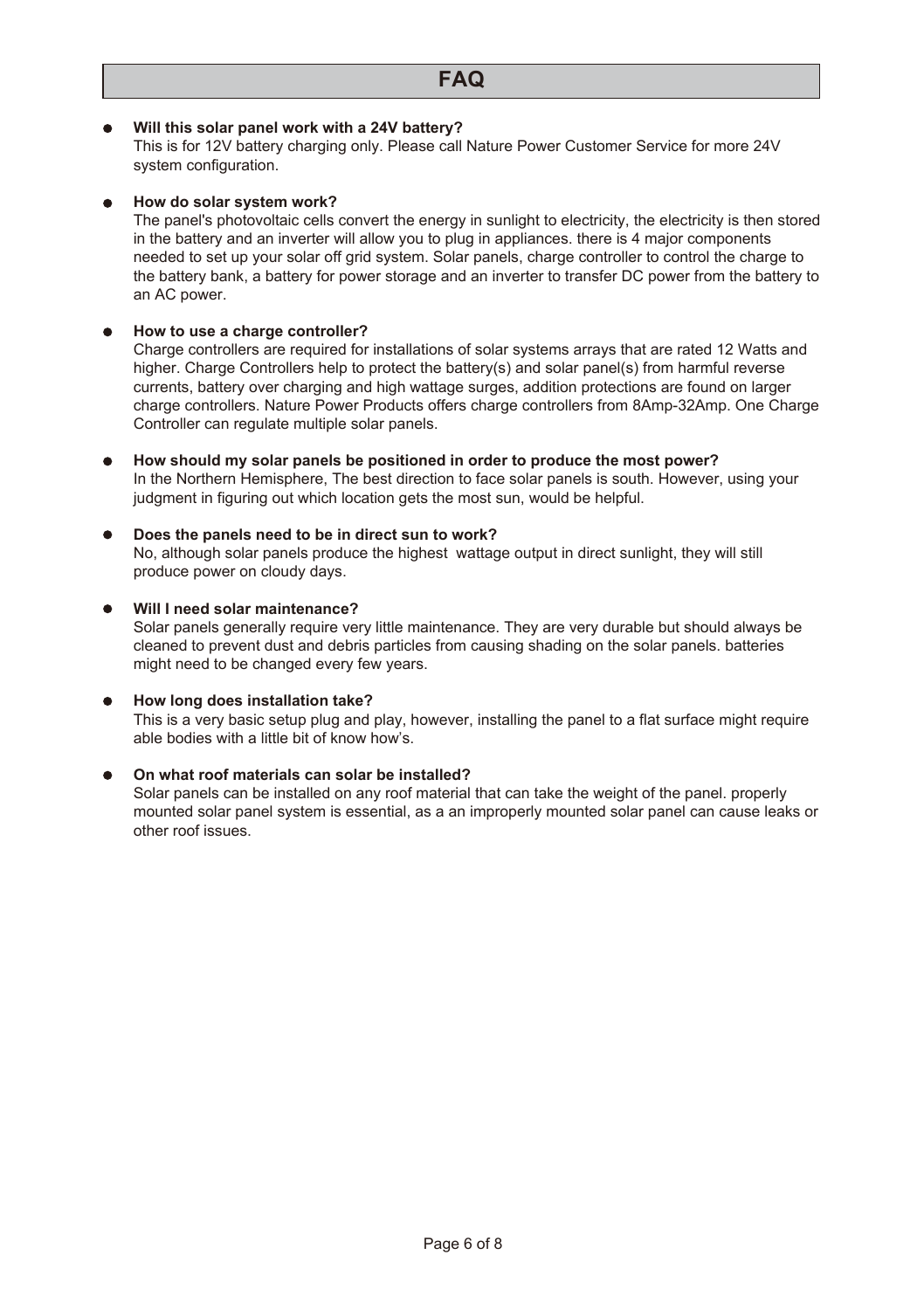# FAQ

- **Will this solar panel work with a 24V battery?**
  This is for 12V battery charging only. Please call Nature Power Customer Service for more 24V system configuration.

- **How do solar system work?**
  The panel's photovoltaic cells convert the energy in sunlight to electricity, the electricity is then stored in the battery and an inverter will allow you to plug in appliances. there is 4 major components needed to set up your solar off grid system. Solar panels, charge controller to control the charge to the battery bank, a battery for power storage and an inverter to transfer DC power from the battery to an AC power.

- **How to use a charge controller?**
  Charge controllers are required for installations of solar systems arrays that are rated 12 Watts and higher. Charge Controllers help to protect the battery(s) and solar panel(s) from harmful reverse currents, battery over charging and high wattage surges, addition protections are found on larger charge controllers. Nature Power Products offers charge controllers from 8Amp-32Amp. One Charge Controller can regulate multiple solar panels.

- **How should my solar panels be positioned in order to produce the most power?**
  In the Northern Hemisphere, The best direction to face solar panels is south. However, using your judgment in figuring out which location gets the most sun, would be helpful.

- **Does the panels need to be in direct sun to work?**
  No, although solar panels produce the highest wattage output in direct sunlight, they will still produce power on cloudy days.

- **Will I need solar maintenance?**
  Solar panels generally require very little maintenance. They are very durable but should always be cleaned to prevent dust and debris particles from causing shading on the solar panels. batteries might need to be changed every few years.

- **How long does installation take?**
  This is a very basic setup plug and play, however, installing the panel to a flat surface might require able bodies with a little bit of know how's.

- **On what roof materials can solar be installed?**
  Solar panels can be installed on any roof material that can take the weight of the panel. properly mounted solar panel system is essential, as a an improperly mounted solar panel can cause leaks or other roof issues.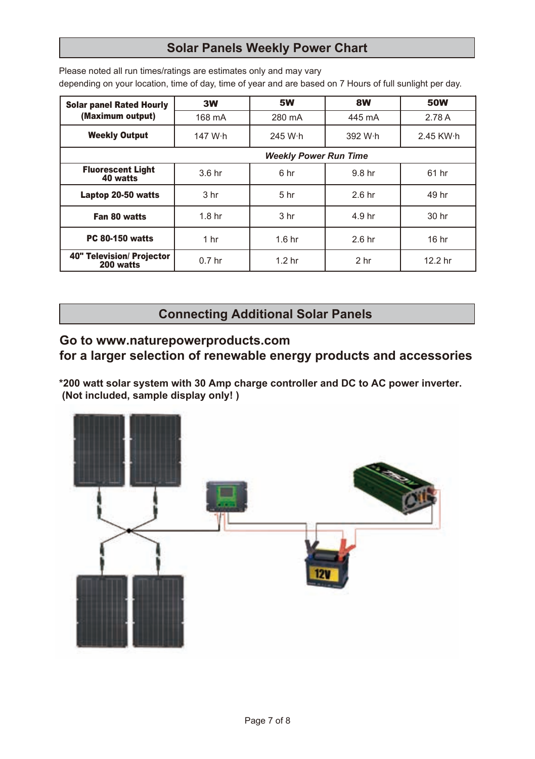## Solar Panels Weekly Power Chart

Please noted all run times/ratings are estimates only and may vary
depending on your location, time of day, time of year and are based on 7 Hours of full sunlight per day.

| **Solar panel Rated Hourly (Maximum output)** | **3W** | **5W** | **8W** | **50W** |
|---|---|---|---|---|
| | 168 mA | 280 mA | 445 mA | 2.78 A |
| **Weekly Output** | 147 W·h | 245 W·h | 392 W·h | 2.45 KW·h |
| | ***Weekly Power Run Time*** | | | |
| **Fluorescent Light 40 watts** | 3.6 hr | 6 hr | 9.8 hr | 61 hr |
| **Laptop 20-50 watts** | 3 hr | 5 hr | 2.6 hr | 49 hr |
| **Fan 80 watts** | 1.8 hr | 3 hr | 4.9 hr | 30 hr |
| **PC 80-150 watts** | 1 hr | 1.6 hr | 2.6 hr | 16 hr |
| **40" Television/ Projector 200 watts** | 0.7 hr | 1.2 hr | 2 hr | 12.2 hr |

## Connecting Additional Solar Panels

### Go to www.naturepowerproducts.com
### for a larger selection of renewable energy products and accessories

**\*200 watt solar system with 30 Amp charge controller and DC to AC power inverter. (Not included, sample display only! )**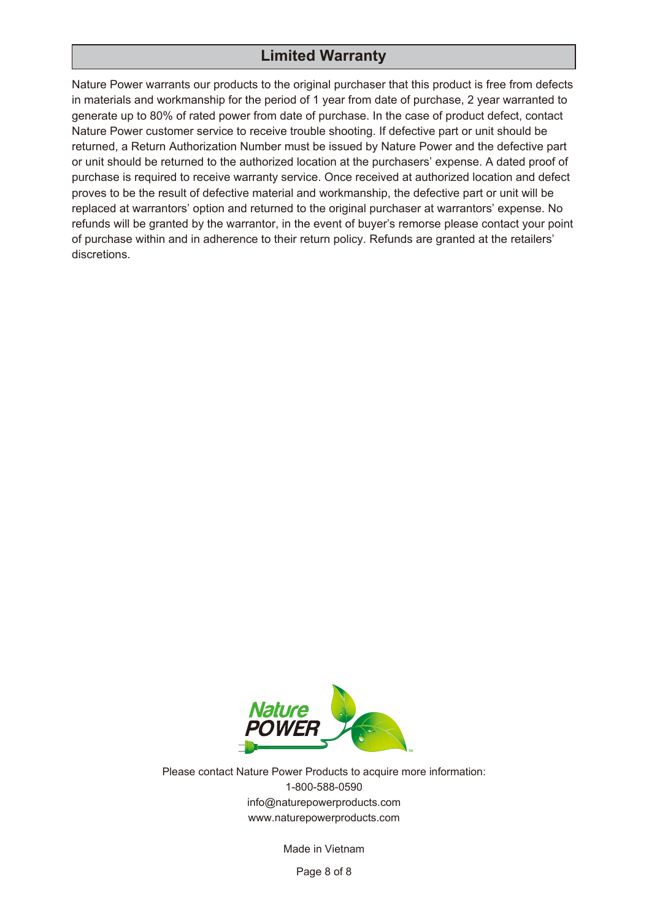## Limited Warranty

Nature Power warrants our products to the original purchaser that this product is free from defects in materials and workmanship for the period of 1 year from date of purchase, 2 year warranted to generate up to 80% of rated power from date of purchase. In the case of product defect, contact Nature Power customer service to receive trouble shooting. If defective part or unit should be returned, a Return Authorization Number must be issued by Nature Power and the defective part or unit should be returned to the authorized location at the purchasers' expense. A dated proof of purchase is required to receive warranty service. Once received at authorized location and defect proves to be the result of defective material and workmanship, the defective part or unit will be replaced at warrantors' option and returned to the original purchaser at warrantors' expense. No refunds will be granted by the warrantor, in the event of buyer's remorse please contact your point of purchase within and in adherence to their return policy. Refunds are granted at the retailers' discretions.

Nature POWER™

Please contact Nature Power Products to acquire more information:
1-800-588-0590
info@naturepowerproducts.com
www.naturepowerproducts.com

Made in Vietnam